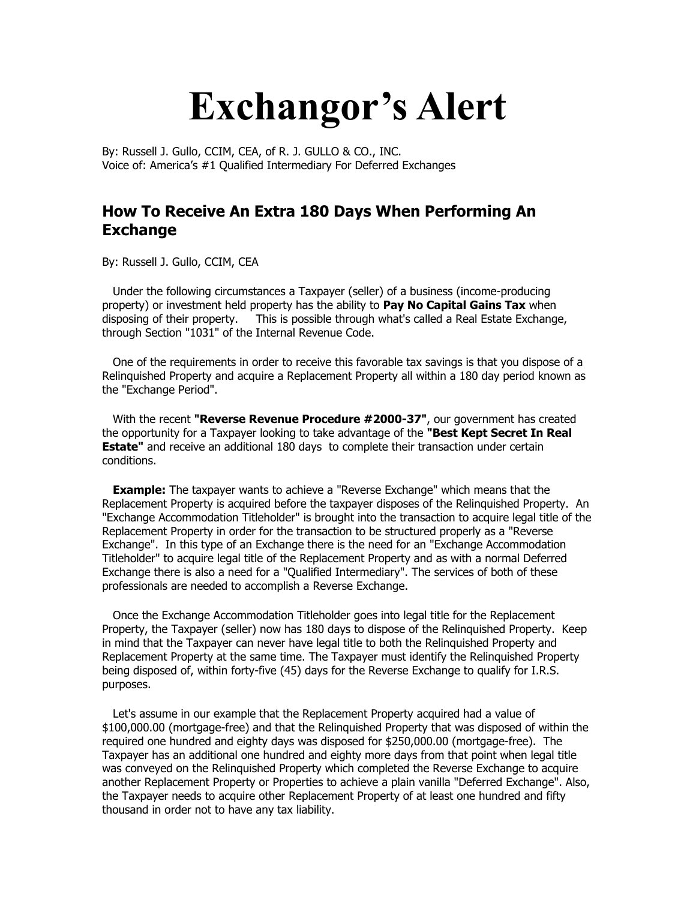# Exchangor's Alert

By: Russell J. Gullo, CCIM, CEA, of R. J. GULLO & CO., INC.
Voice of: America's #1 Qualified Intermediary For Deferred Exchanges

## How To Receive An Extra 180 Days When Performing An Exchange

By: Russell J. Gullo, CCIM, CEA

Under the following circumstances a Taxpayer (seller) of a business (income-producing property) or investment held property has the ability to **Pay No Capital Gains Tax** when disposing of their property. This is possible through what's called a Real Estate Exchange, through Section "1031" of the Internal Revenue Code.

One of the requirements in order to receive this favorable tax savings is that you dispose of a Relinquished Property and acquire a Replacement Property all within a 180 day period known as the "Exchange Period".

With the recent **"Reverse Revenue Procedure #2000-37"**, our government has created the opportunity for a Taxpayer looking to take advantage of the **"Best Kept Secret In Real Estate"** and receive an additional 180 days to complete their transaction under certain conditions.

**Example:** The taxpayer wants to achieve a "Reverse Exchange" which means that the Replacement Property is acquired before the taxpayer disposes of the Relinquished Property. An "Exchange Accommodation Titleholder" is brought into the transaction to acquire legal title of the Replacement Property in order for the transaction to be structured properly as a "Reverse Exchange". In this type of an Exchange there is the need for an "Exchange Accommodation Titleholder" to acquire legal title of the Replacement Property and as with a normal Deferred Exchange there is also a need for a "Qualified Intermediary". The services of both of these professionals are needed to accomplish a Reverse Exchange.

Once the Exchange Accommodation Titleholder goes into legal title for the Replacement Property, the Taxpayer (seller) now has 180 days to dispose of the Relinquished Property. Keep in mind that the Taxpayer can never have legal title to both the Relinquished Property and Replacement Property at the same time. The Taxpayer must identify the Relinquished Property being disposed of, within forty-five (45) days for the Reverse Exchange to qualify for I.R.S. purposes.

Let's assume in our example that the Replacement Property acquired had a value of $100,000.00 (mortgage-free) and that the Relinquished Property that was disposed of within the required one hundred and eighty days was disposed for $250,000.00 (mortgage-free). The Taxpayer has an additional one hundred and eighty more days from that point when legal title was conveyed on the Relinquished Property which completed the Reverse Exchange to acquire another Replacement Property or Properties to achieve a plain vanilla "Deferred Exchange". Also, the Taxpayer needs to acquire other Replacement Property of at least one hundred and fifty thousand in order not to have any tax liability.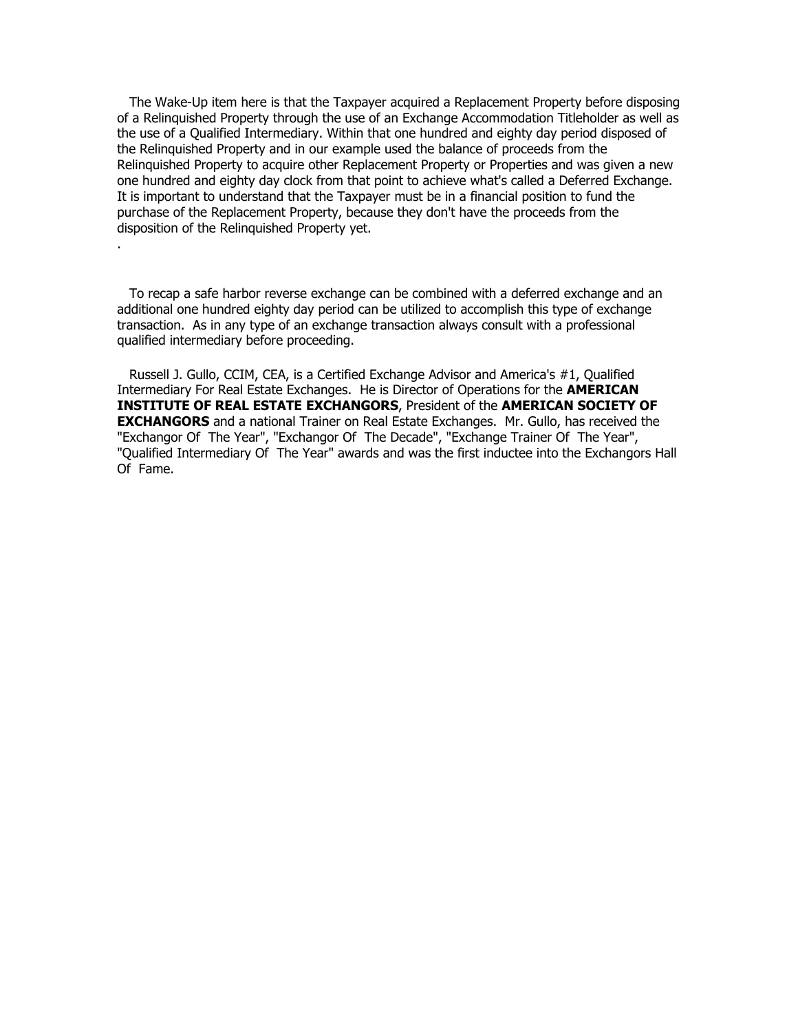The Wake-Up item here is that the Taxpayer acquired a Replacement Property before disposing of a Relinquished Property through the use of an Exchange Accommodation Titleholder as well as the use of a Qualified Intermediary. Within that one hundred and eighty day period disposed of the Relinquished Property and in our example used the balance of proceeds from the Relinquished Property to acquire other Replacement Property or Properties and was given a new one hundred and eighty day clock from that point to achieve what's called a Deferred Exchange. It is important to understand that the Taxpayer must be in a financial position to fund the purchase of the Replacement Property, because they don't have the proceeds from the disposition of the Relinquished Property yet.

.

To recap a safe harbor reverse exchange can be combined with a deferred exchange and an additional one hundred eighty day period can be utilized to accomplish this type of exchange transaction. As in any type of an exchange transaction always consult with a professional qualified intermediary before proceeding.

Russell J. Gullo, CCIM, CEA, is a Certified Exchange Advisor and America's #1, Qualified Intermediary For Real Estate Exchanges. He is Director of Operations for the **AMERICAN INSTITUTE OF REAL ESTATE EXCHANGORS**, President of the **AMERICAN SOCIETY OF EXCHANGORS** and a national Trainer on Real Estate Exchanges. Mr. Gullo, has received the "Exchangor Of The Year", "Exchangor Of The Decade", "Exchange Trainer Of The Year", "Qualified Intermediary Of The Year" awards and was the first inductee into the Exchangors Hall Of Fame.